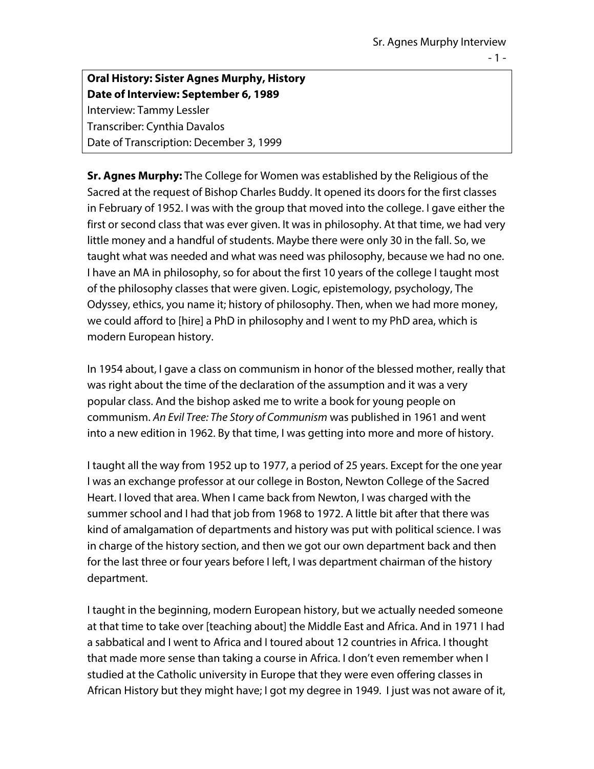**Oral History: Sister Agnes Murphy, History**
**Date of Interview: September 6, 1989**
Interview: Tammy Lessler
Transcriber: Cynthia Davalos
Date of Transcription: December 3, 1999

**Sr. Agnes Murphy:** The College for Women was established by the Religious of the Sacred at the request of Bishop Charles Buddy. It opened its doors for the first classes in February of 1952. I was with the group that moved into the college. I gave either the first or second class that was ever given. It was in philosophy. At that time, we had very little money and a handful of students. Maybe there were only 30 in the fall. So, we taught what was needed and what was need was philosophy, because we had no one. I have an MA in philosophy, so for about the first 10 years of the college I taught most of the philosophy classes that were given. Logic, epistemology, psychology, The Odyssey, ethics, you name it; history of philosophy. Then, when we had more money, we could afford to [hire] a PhD in philosophy and I went to my PhD area, which is modern European history.

In 1954 about, I gave a class on communism in honor of the blessed mother, really that was right about the time of the declaration of the assumption and it was a very popular class. And the bishop asked me to write a book for young people on communism. *An Evil Tree: The Story of Communism* was published in 1961 and went into a new edition in 1962. By that time, I was getting into more and more of history.

I taught all the way from 1952 up to 1977, a period of 25 years. Except for the one year I was an exchange professor at our college in Boston, Newton College of the Sacred Heart. I loved that area. When I came back from Newton, I was charged with the summer school and I had that job from 1968 to 1972. A little bit after that there was kind of amalgamation of departments and history was put with political science. I was in charge of the history section, and then we got our own department back and then for the last three or four years before I left, I was department chairman of the history department.

I taught in the beginning, modern European history, but we actually needed someone at that time to take over [teaching about] the Middle East and Africa. And in 1971 I had a sabbatical and I went to Africa and I toured about 12 countries in Africa. I thought that made more sense than taking a course in Africa. I don't even remember when I studied at the Catholic university in Europe that they were even offering classes in African History but they might have; I got my degree in 1949. I just was not aware of it,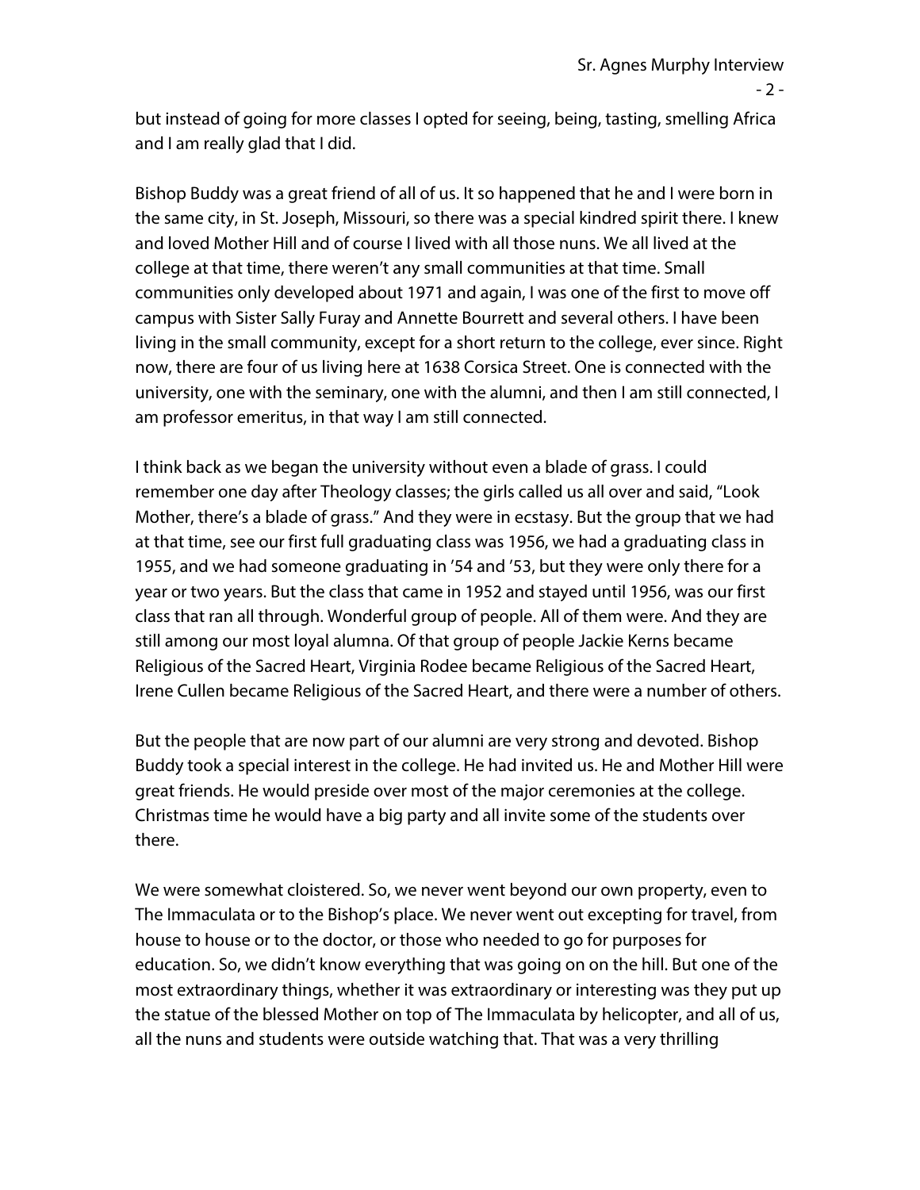but instead of going for more classes I opted for seeing, being, tasting, smelling Africa and I am really glad that I did.

Bishop Buddy was a great friend of all of us. It so happened that he and I were born in the same city, in St. Joseph, Missouri, so there was a special kindred spirit there. I knew and loved Mother Hill and of course I lived with all those nuns. We all lived at the college at that time, there weren't any small communities at that time. Small communities only developed about 1971 and again, I was one of the first to move off campus with Sister Sally Furay and Annette Bourrett and several others. I have been living in the small community, except for a short return to the college, ever since. Right now, there are four of us living here at 1638 Corsica Street. One is connected with the university, one with the seminary, one with the alumni, and then I am still connected, I am professor emeritus, in that way I am still connected.

I think back as we began the university without even a blade of grass. I could remember one day after Theology classes; the girls called us all over and said, "Look Mother, there's a blade of grass." And they were in ecstasy. But the group that we had at that time, see our first full graduating class was 1956, we had a graduating class in 1955, and we had someone graduating in '54 and '53, but they were only there for a year or two years. But the class that came in 1952 and stayed until 1956, was our first class that ran all through. Wonderful group of people. All of them were. And they are still among our most loyal alumna. Of that group of people Jackie Kerns became Religious of the Sacred Heart, Virginia Rodee became Religious of the Sacred Heart, Irene Cullen became Religious of the Sacred Heart, and there were a number of others.

But the people that are now part of our alumni are very strong and devoted. Bishop Buddy took a special interest in the college. He had invited us. He and Mother Hill were great friends. He would preside over most of the major ceremonies at the college. Christmas time he would have a big party and all invite some of the students over there.

We were somewhat cloistered. So, we never went beyond our own property, even to The Immaculata or to the Bishop's place. We never went out excepting for travel, from house to house or to the doctor, or those who needed to go for purposes for education. So, we didn't know everything that was going on on the hill. But one of the most extraordinary things, whether it was extraordinary or interesting was they put up the statue of the blessed Mother on top of The Immaculata by helicopter, and all of us, all the nuns and students were outside watching that. That was a very thrilling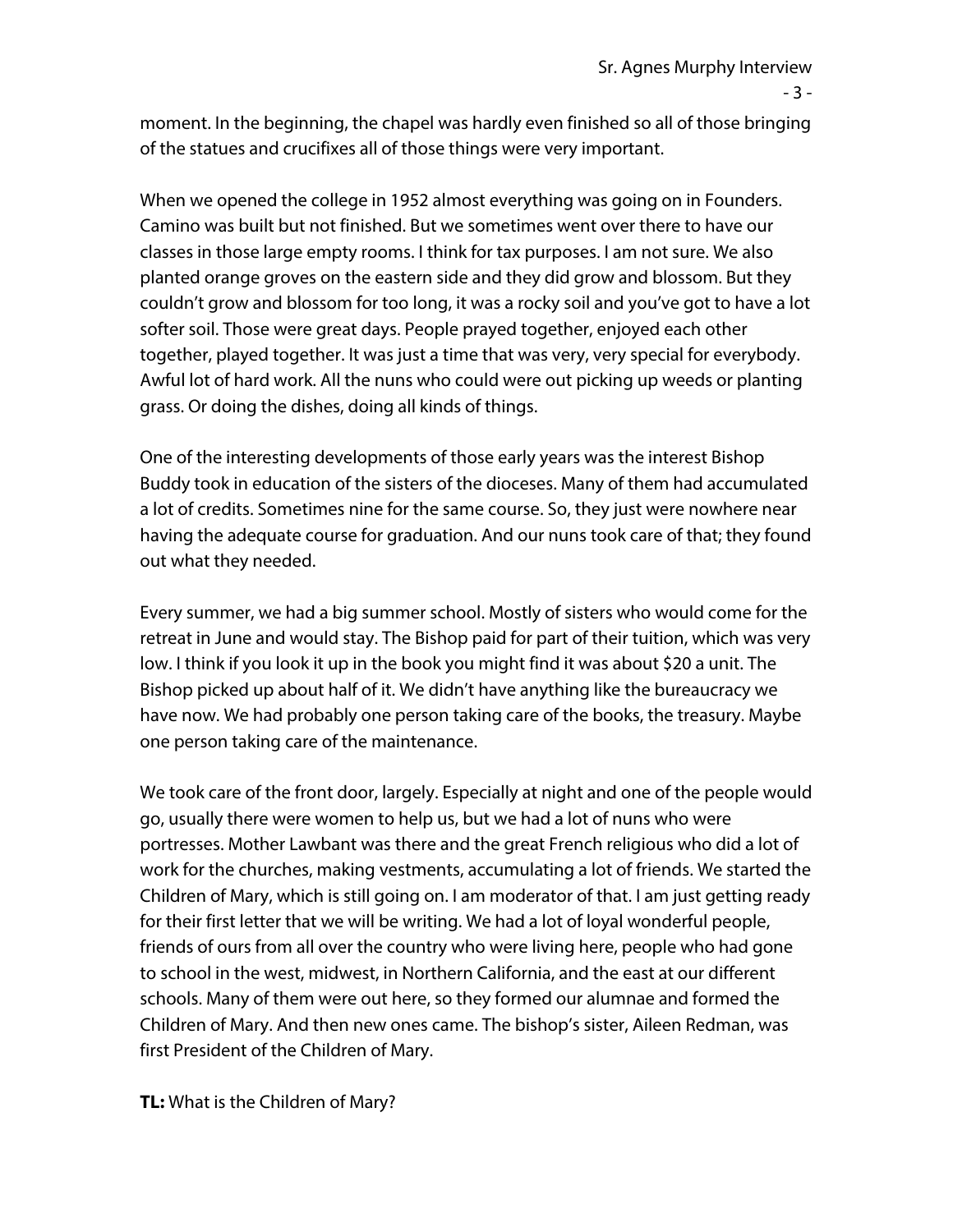moment. In the beginning, the chapel was hardly even finished so all of those bringing of the statues and crucifixes all of those things were very important.

When we opened the college in 1952 almost everything was going on in Founders. Camino was built but not finished. But we sometimes went over there to have our classes in those large empty rooms. I think for tax purposes. I am not sure. We also planted orange groves on the eastern side and they did grow and blossom. But they couldn't grow and blossom for too long, it was a rocky soil and you've got to have a lot softer soil. Those were great days. People prayed together, enjoyed each other together, played together. It was just a time that was very, very special for everybody. Awful lot of hard work. All the nuns who could were out picking up weeds or planting grass. Or doing the dishes, doing all kinds of things.

One of the interesting developments of those early years was the interest Bishop Buddy took in education of the sisters of the dioceses. Many of them had accumulated a lot of credits. Sometimes nine for the same course. So, they just were nowhere near having the adequate course for graduation. And our nuns took care of that; they found out what they needed.

Every summer, we had a big summer school. Mostly of sisters who would come for the retreat in June and would stay. The Bishop paid for part of their tuition, which was very low. I think if you look it up in the book you might find it was about $20 a unit. The Bishop picked up about half of it. We didn't have anything like the bureaucracy we have now. We had probably one person taking care of the books, the treasury. Maybe one person taking care of the maintenance.

We took care of the front door, largely. Especially at night and one of the people would go, usually there were women to help us, but we had a lot of nuns who were portresses. Mother Lawbant was there and the great French religious who did a lot of work for the churches, making vestments, accumulating a lot of friends. We started the Children of Mary, which is still going on. I am moderator of that. I am just getting ready for their first letter that we will be writing. We had a lot of loyal wonderful people, friends of ours from all over the country who were living here, people who had gone to school in the west, midwest, in Northern California, and the east at our different schools. Many of them were out here, so they formed our alumnae and formed the Children of Mary. And then new ones came. The bishop's sister, Aileen Redman, was first President of the Children of Mary.

**TL:** What is the Children of Mary?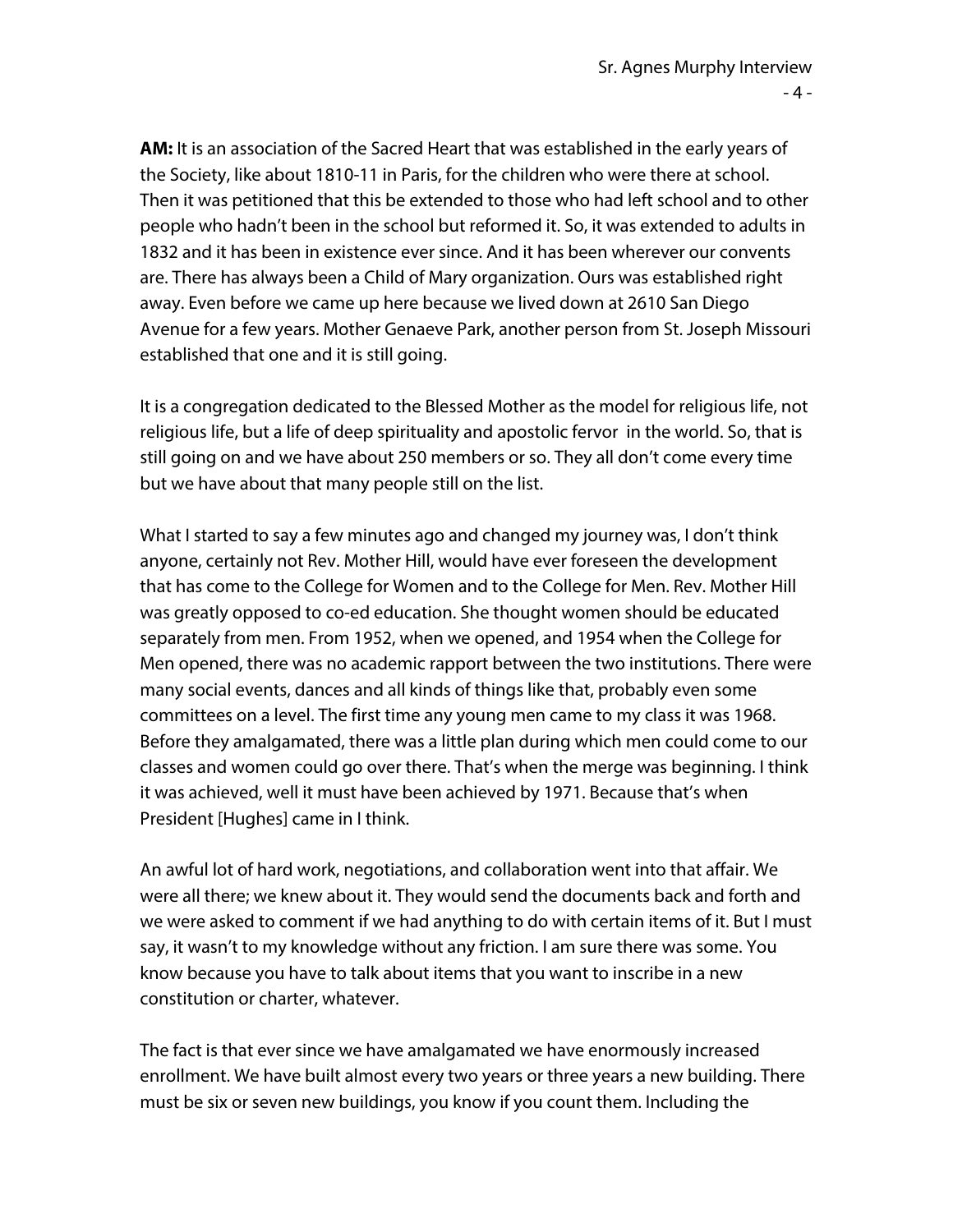**AM:** It is an association of the Sacred Heart that was established in the early years of the Society, like about 1810-11 in Paris, for the children who were there at school. Then it was petitioned that this be extended to those who had left school and to other people who hadn't been in the school but reformed it. So, it was extended to adults in 1832 and it has been in existence ever since. And it has been wherever our convents are. There has always been a Child of Mary organization. Ours was established right away. Even before we came up here because we lived down at 2610 San Diego Avenue for a few years. Mother Genaeve Park, another person from St. Joseph Missouri established that one and it is still going.

It is a congregation dedicated to the Blessed Mother as the model for religious life, not religious life, but a life of deep spirituality and apostolic fervor in the world. So, that is still going on and we have about 250 members or so. They all don't come every time but we have about that many people still on the list.

What I started to say a few minutes ago and changed my journey was, I don't think anyone, certainly not Rev. Mother Hill, would have ever foreseen the development that has come to the College for Women and to the College for Men. Rev. Mother Hill was greatly opposed to co-ed education. She thought women should be educated separately from men. From 1952, when we opened, and 1954 when the College for Men opened, there was no academic rapport between the two institutions. There were many social events, dances and all kinds of things like that, probably even some committees on a level. The first time any young men came to my class it was 1968. Before they amalgamated, there was a little plan during which men could come to our classes and women could go over there. That's when the merge was beginning. I think it was achieved, well it must have been achieved by 1971. Because that's when President [Hughes] came in I think.

An awful lot of hard work, negotiations, and collaboration went into that affair. We were all there; we knew about it. They would send the documents back and forth and we were asked to comment if we had anything to do with certain items of it. But I must say, it wasn't to my knowledge without any friction. I am sure there was some. You know because you have to talk about items that you want to inscribe in a new constitution or charter, whatever.

The fact is that ever since we have amalgamated we have enormously increased enrollment. We have built almost every two years or three years a new building. There must be six or seven new buildings, you know if you count them. Including the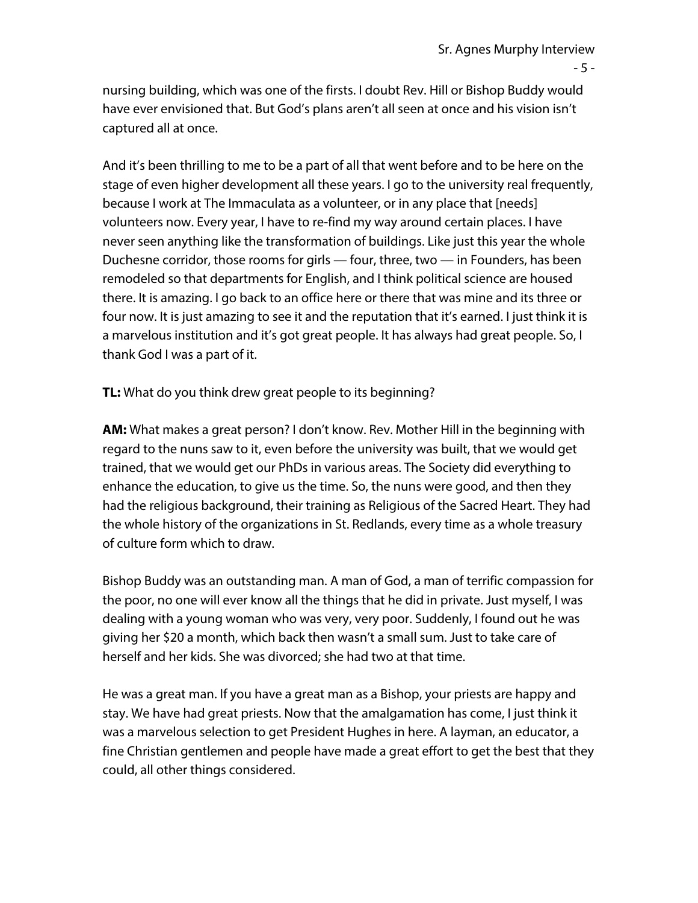nursing building, which was one of the firsts. I doubt Rev. Hill or Bishop Buddy would have ever envisioned that. But God's plans aren't all seen at once and his vision isn't captured all at once.

And it's been thrilling to me to be a part of all that went before and to be here on the stage of even higher development all these years. I go to the university real frequently, because I work at The Immaculata as a volunteer, or in any place that [needs] volunteers now. Every year, I have to re-find my way around certain places. I have never seen anything like the transformation of buildings. Like just this year the whole Duchesne corridor, those rooms for girls — four, three, two — in Founders, has been remodeled so that departments for English, and I think political science are housed there. It is amazing. I go back to an office here or there that was mine and its three or four now. It is just amazing to see it and the reputation that it's earned. I just think it is a marvelous institution and it's got great people. It has always had great people. So, I thank God I was a part of it.

**TL:** What do you think drew great people to its beginning?

**AM:** What makes a great person? I don't know. Rev. Mother Hill in the beginning with regard to the nuns saw to it, even before the university was built, that we would get trained, that we would get our PhDs in various areas. The Society did everything to enhance the education, to give us the time. So, the nuns were good, and then they had the religious background, their training as Religious of the Sacred Heart. They had the whole history of the organizations in St. Redlands, every time as a whole treasury of culture form which to draw.

Bishop Buddy was an outstanding man. A man of God, a man of terrific compassion for the poor, no one will ever know all the things that he did in private. Just myself, I was dealing with a young woman who was very, very poor. Suddenly, I found out he was giving her $20 a month, which back then wasn't a small sum. Just to take care of herself and her kids. She was divorced; she had two at that time.

He was a great man. If you have a great man as a Bishop, your priests are happy and stay. We have had great priests. Now that the amalgamation has come, I just think it was a marvelous selection to get President Hughes in here. A layman, an educator, a fine Christian gentlemen and people have made a great effort to get the best that they could, all other things considered.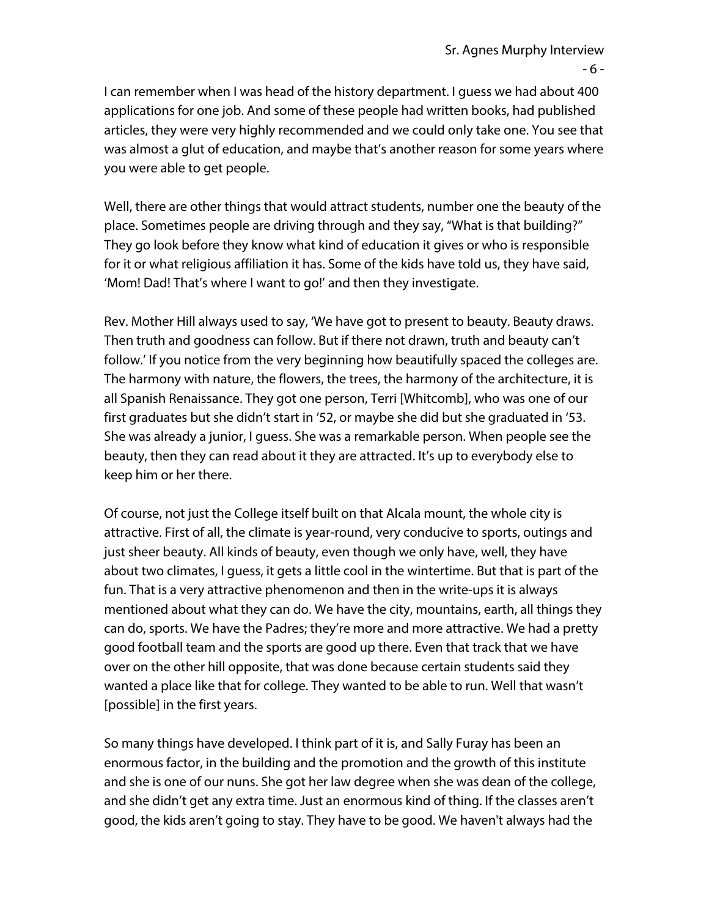I can remember when I was head of the history department. I guess we had about 400 applications for one job. And some of these people had written books, had published articles, they were very highly recommended and we could only take one. You see that was almost a glut of education, and maybe that's another reason for some years where you were able to get people.

Well, there are other things that would attract students, number one the beauty of the place. Sometimes people are driving through and they say, "What is that building?" They go look before they know what kind of education it gives or who is responsible for it or what religious affiliation it has. Some of the kids have told us, they have said, 'Mom! Dad! That's where I want to go!' and then they investigate.

Rev. Mother Hill always used to say, 'We have got to present to beauty. Beauty draws. Then truth and goodness can follow. But if there not drawn, truth and beauty can't follow.' If you notice from the very beginning how beautifully spaced the colleges are. The harmony with nature, the flowers, the trees, the harmony of the architecture, it is all Spanish Renaissance. They got one person, Terri [Whitcomb], who was one of our first graduates but she didn't start in '52, or maybe she did but she graduated in '53. She was already a junior, I guess. She was a remarkable person. When people see the beauty, then they can read about it they are attracted. It's up to everybody else to keep him or her there.

Of course, not just the College itself built on that Alcala mount, the whole city is attractive. First of all, the climate is year-round, very conducive to sports, outings and just sheer beauty. All kinds of beauty, even though we only have, well, they have about two climates, I guess, it gets a little cool in the wintertime. But that is part of the fun. That is a very attractive phenomenon and then in the write-ups it is always mentioned about what they can do. We have the city, mountains, earth, all things they can do, sports. We have the Padres; they're more and more attractive. We had a pretty good football team and the sports are good up there. Even that track that we have over on the other hill opposite, that was done because certain students said they wanted a place like that for college. They wanted to be able to run. Well that wasn't [possible] in the first years.

So many things have developed. I think part of it is, and Sally Furay has been an enormous factor, in the building and the promotion and the growth of this institute and she is one of our nuns. She got her law degree when she was dean of the college, and she didn't get any extra time. Just an enormous kind of thing. If the classes aren't good, the kids aren't going to stay. They have to be good. We haven't always had the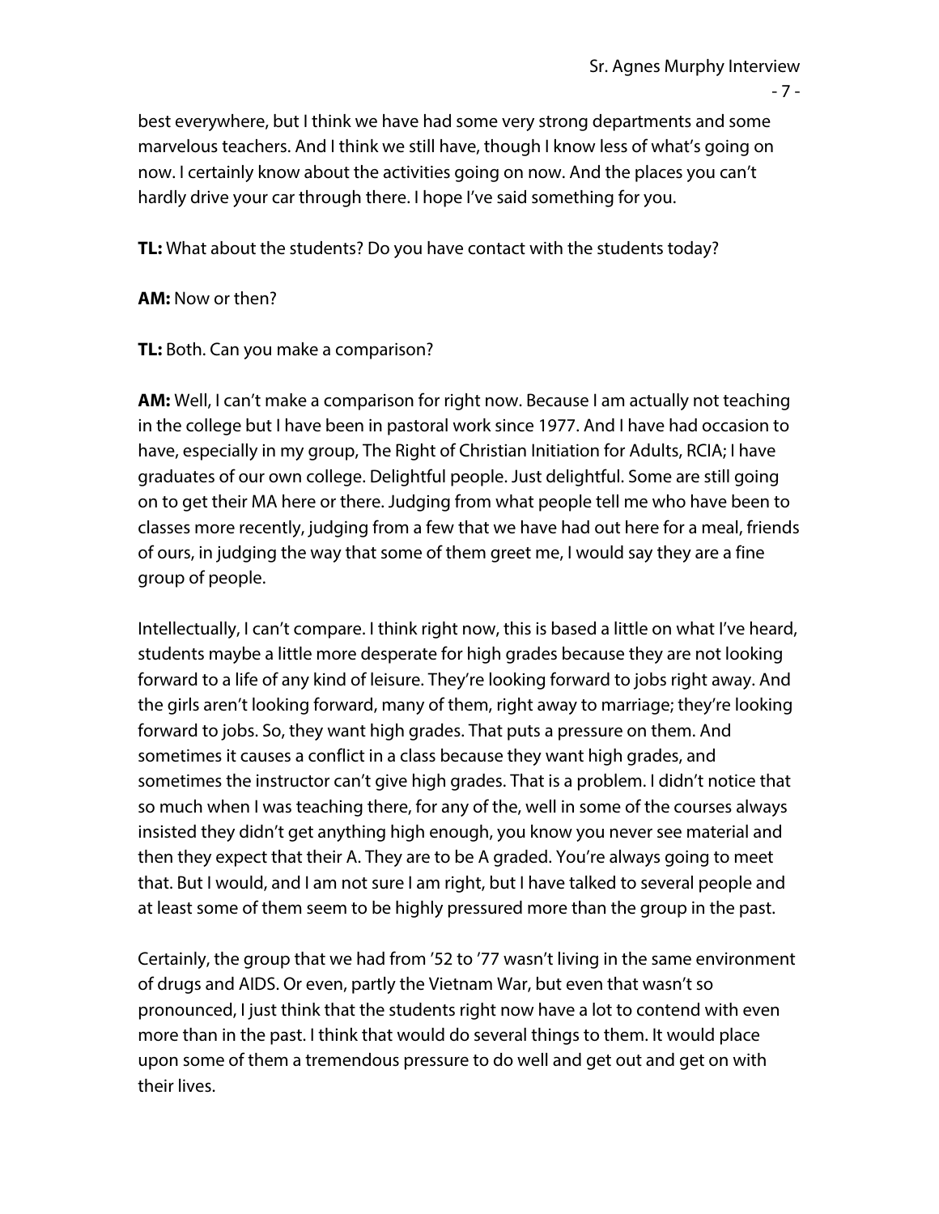best everywhere, but I think we have had some very strong departments and some marvelous teachers. And I think we still have, though I know less of what's going on now. I certainly know about the activities going on now. And the places you can't hardly drive your car through there. I hope I've said something for you.

**TL:** What about the students? Do you have contact with the students today?

**AM:** Now or then?

**TL:** Both. Can you make a comparison?

**AM:** Well, I can't make a comparison for right now. Because I am actually not teaching in the college but I have been in pastoral work since 1977. And I have had occasion to have, especially in my group, The Right of Christian Initiation for Adults, RCIA; I have graduates of our own college. Delightful people. Just delightful. Some are still going on to get their MA here or there. Judging from what people tell me who have been to classes more recently, judging from a few that we have had out here for a meal, friends of ours, in judging the way that some of them greet me, I would say they are a fine group of people.

Intellectually, I can't compare. I think right now, this is based a little on what I've heard, students maybe a little more desperate for high grades because they are not looking forward to a life of any kind of leisure. They're looking forward to jobs right away. And the girls aren't looking forward, many of them, right away to marriage; they're looking forward to jobs. So, they want high grades. That puts a pressure on them. And sometimes it causes a conflict in a class because they want high grades, and sometimes the instructor can't give high grades. That is a problem. I didn't notice that so much when I was teaching there, for any of the, well in some of the courses always insisted they didn't get anything high enough, you know you never see material and then they expect that their A. They are to be A graded. You're always going to meet that. But I would, and I am not sure I am right, but I have talked to several people and at least some of them seem to be highly pressured more than the group in the past.

Certainly, the group that we had from '52 to '77 wasn't living in the same environment of drugs and AIDS. Or even, partly the Vietnam War, but even that wasn't so pronounced, I just think that the students right now have a lot to contend with even more than in the past. I think that would do several things to them. It would place upon some of them a tremendous pressure to do well and get out and get on with their lives.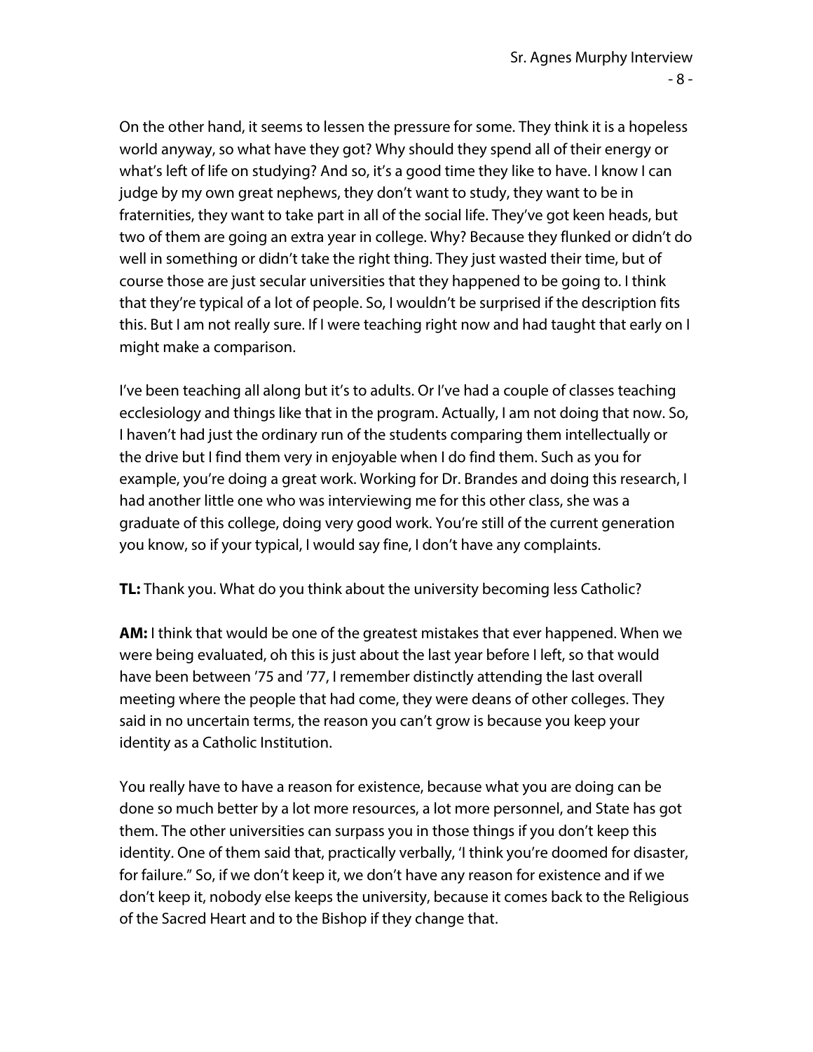On the other hand, it seems to lessen the pressure for some. They think it is a hopeless world anyway, so what have they got? Why should they spend all of their energy or what's left of life on studying? And so, it's a good time they like to have. I know I can judge by my own great nephews, they don't want to study, they want to be in fraternities, they want to take part in all of the social life. They've got keen heads, but two of them are going an extra year in college. Why? Because they flunked or didn't do well in something or didn't take the right thing. They just wasted their time, but of course those are just secular universities that they happened to be going to. I think that they're typical of a lot of people. So, I wouldn't be surprised if the description fits this. But I am not really sure. If I were teaching right now and had taught that early on I might make a comparison.

I've been teaching all along but it's to adults. Or I've had a couple of classes teaching ecclesiology and things like that in the program. Actually, I am not doing that now. So, I haven't had just the ordinary run of the students comparing them intellectually or the drive but I find them very in enjoyable when I do find them. Such as you for example, you're doing a great work. Working for Dr. Brandes and doing this research, I had another little one who was interviewing me for this other class, she was a graduate of this college, doing very good work. You're still of the current generation you know, so if your typical, I would say fine, I don't have any complaints.

**TL:** Thank you. What do you think about the university becoming less Catholic?

**AM:** I think that would be one of the greatest mistakes that ever happened. When we were being evaluated, oh this is just about the last year before I left, so that would have been between '75 and '77, I remember distinctly attending the last overall meeting where the people that had come, they were deans of other colleges. They said in no uncertain terms, the reason you can't grow is because you keep your identity as a Catholic Institution.

You really have to have a reason for existence, because what you are doing can be done so much better by a lot more resources, a lot more personnel, and State has got them. The other universities can surpass you in those things if you don't keep this identity. One of them said that, practically verbally, 'I think you're doomed for disaster, for failure." So, if we don't keep it, we don't have any reason for existence and if we don't keep it, nobody else keeps the university, because it comes back to the Religious of the Sacred Heart and to the Bishop if they change that.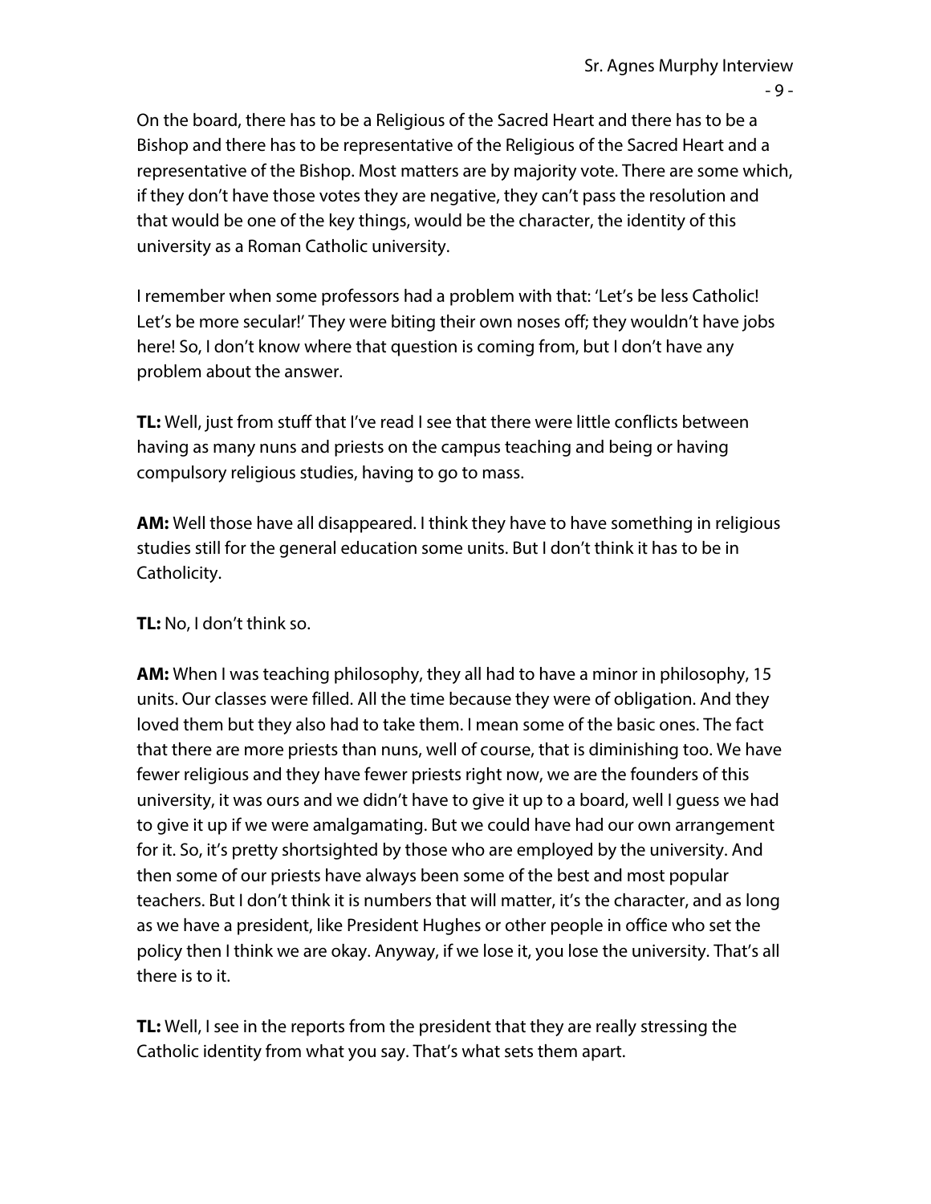On the board, there has to be a Religious of the Sacred Heart and there has to be a Bishop and there has to be representative of the Religious of the Sacred Heart and a representative of the Bishop. Most matters are by majority vote. There are some which, if they don't have those votes they are negative, they can't pass the resolution and that would be one of the key things, would be the character, the identity of this university as a Roman Catholic university.

I remember when some professors had a problem with that: 'Let's be less Catholic! Let's be more secular!' They were biting their own noses off; they wouldn't have jobs here! So, I don't know where that question is coming from, but I don't have any problem about the answer.

**TL:** Well, just from stuff that I've read I see that there were little conflicts between having as many nuns and priests on the campus teaching and being or having compulsory religious studies, having to go to mass.

**AM:** Well those have all disappeared. I think they have to have something in religious studies still for the general education some units. But I don't think it has to be in Catholicity.

**TL:** No, I don't think so.

**AM:** When I was teaching philosophy, they all had to have a minor in philosophy, 15 units. Our classes were filled. All the time because they were of obligation. And they loved them but they also had to take them. I mean some of the basic ones. The fact that there are more priests than nuns, well of course, that is diminishing too. We have fewer religious and they have fewer priests right now, we are the founders of this university, it was ours and we didn't have to give it up to a board, well I guess we had to give it up if we were amalgamating. But we could have had our own arrangement for it. So, it's pretty shortsighted by those who are employed by the university. And then some of our priests have always been some of the best and most popular teachers. But I don't think it is numbers that will matter, it's the character, and as long as we have a president, like President Hughes or other people in office who set the policy then I think we are okay. Anyway, if we lose it, you lose the university. That's all there is to it.

**TL:** Well, I see in the reports from the president that they are really stressing the Catholic identity from what you say. That's what sets them apart.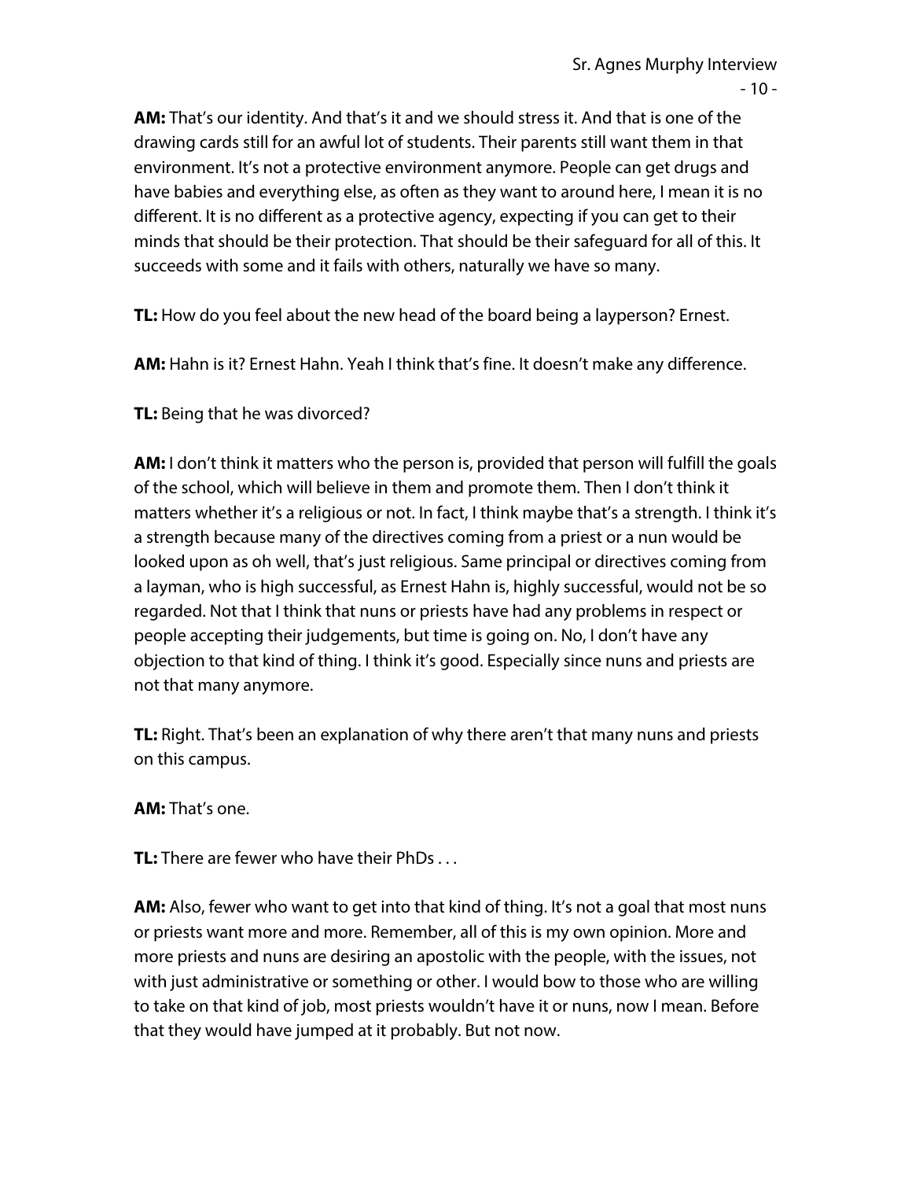**AM:** That's our identity. And that's it and we should stress it. And that is one of the drawing cards still for an awful lot of students. Their parents still want them in that environment. It's not a protective environment anymore. People can get drugs and have babies and everything else, as often as they want to around here, I mean it is no different. It is no different as a protective agency, expecting if you can get to their minds that should be their protection. That should be their safeguard for all of this. It succeeds with some and it fails with others, naturally we have so many.

**TL:** How do you feel about the new head of the board being a layperson? Ernest.

**AM:** Hahn is it? Ernest Hahn. Yeah I think that's fine. It doesn't make any difference.

**TL:** Being that he was divorced?

**AM:** I don't think it matters who the person is, provided that person will fulfill the goals of the school, which will believe in them and promote them. Then I don't think it matters whether it's a religious or not. In fact, I think maybe that's a strength. I think it's a strength because many of the directives coming from a priest or a nun would be looked upon as oh well, that's just religious. Same principal or directives coming from a layman, who is high successful, as Ernest Hahn is, highly successful, would not be so regarded. Not that I think that nuns or priests have had any problems in respect or people accepting their judgements, but time is going on. No, I don't have any objection to that kind of thing. I think it's good. Especially since nuns and priests are not that many anymore.

**TL:** Right. That's been an explanation of why there aren't that many nuns and priests on this campus.

**AM:** That's one.

**TL:** There are fewer who have their PhDs . . .

**AM:** Also, fewer who want to get into that kind of thing. It's not a goal that most nuns or priests want more and more. Remember, all of this is my own opinion. More and more priests and nuns are desiring an apostolic with the people, with the issues, not with just administrative or something or other. I would bow to those who are willing to take on that kind of job, most priests wouldn't have it or nuns, now I mean. Before that they would have jumped at it probably. But not now.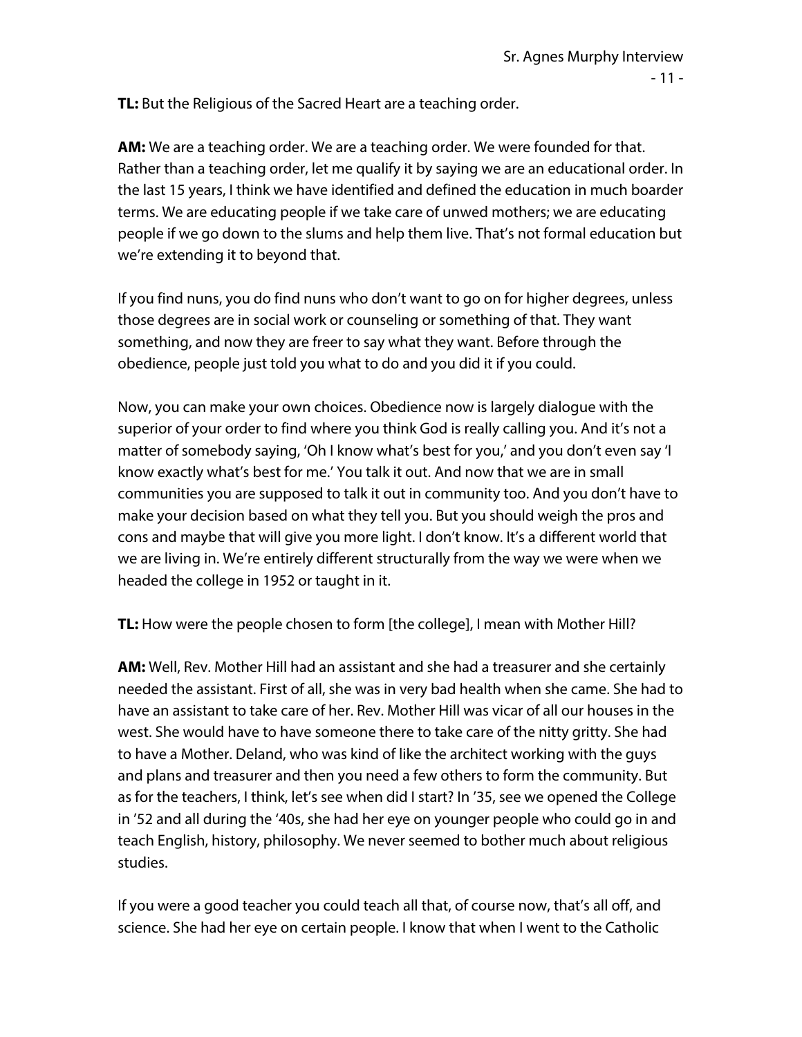**TL:** But the Religious of the Sacred Heart are a teaching order.

**AM:** We are a teaching order. We are a teaching order. We were founded for that. Rather than a teaching order, let me qualify it by saying we are an educational order. In the last 15 years, I think we have identified and defined the education in much boarder terms. We are educating people if we take care of unwed mothers; we are educating people if we go down to the slums and help them live. That's not formal education but we're extending it to beyond that.

If you find nuns, you do find nuns who don't want to go on for higher degrees, unless those degrees are in social work or counseling or something of that. They want something, and now they are freer to say what they want. Before through the obedience, people just told you what to do and you did it if you could.

Now, you can make your own choices. Obedience now is largely dialogue with the superior of your order to find where you think God is really calling you. And it's not a matter of somebody saying, 'Oh I know what's best for you,' and you don't even say 'I know exactly what's best for me.' You talk it out. And now that we are in small communities you are supposed to talk it out in community too. And you don't have to make your decision based on what they tell you. But you should weigh the pros and cons and maybe that will give you more light. I don't know. It's a different world that we are living in. We're entirely different structurally from the way we were when we headed the college in 1952 or taught in it.

**TL:** How were the people chosen to form [the college], I mean with Mother Hill?

**AM:** Well, Rev. Mother Hill had an assistant and she had a treasurer and she certainly needed the assistant. First of all, she was in very bad health when she came. She had to have an assistant to take care of her. Rev. Mother Hill was vicar of all our houses in the west. She would have to have someone there to take care of the nitty gritty. She had to have a Mother. Deland, who was kind of like the architect working with the guys and plans and treasurer and then you need a few others to form the community. But as for the teachers, I think, let's see when did I start? In '35, see we opened the College in '52 and all during the '40s, she had her eye on younger people who could go in and teach English, history, philosophy. We never seemed to bother much about religious studies.

If you were a good teacher you could teach all that, of course now, that's all off, and science. She had her eye on certain people. I know that when I went to the Catholic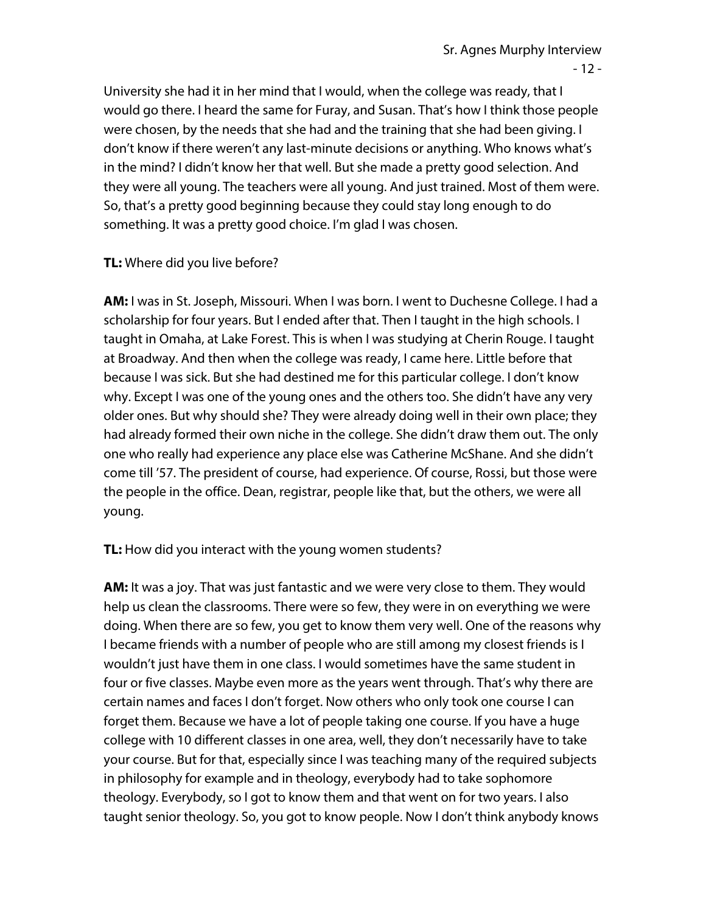University she had it in her mind that I would, when the college was ready, that I would go there. I heard the same for Furay, and Susan. That's how I think those people were chosen, by the needs that she had and the training that she had been giving. I don't know if there weren't any last-minute decisions or anything. Who knows what's in the mind? I didn't know her that well. But she made a pretty good selection. And they were all young. The teachers were all young. And just trained. Most of them were. So, that's a pretty good beginning because they could stay long enough to do something. It was a pretty good choice. I'm glad I was chosen.

**TL:** Where did you live before?

**AM:** I was in St. Joseph, Missouri. When I was born. I went to Duchesne College. I had a scholarship for four years. But I ended after that. Then I taught in the high schools. I taught in Omaha, at Lake Forest. This is when I was studying at Cherin Rouge. I taught at Broadway. And then when the college was ready, I came here. Little before that because I was sick. But she had destined me for this particular college. I don't know why. Except I was one of the young ones and the others too. She didn't have any very older ones. But why should she? They were already doing well in their own place; they had already formed their own niche in the college. She didn't draw them out. The only one who really had experience any place else was Catherine McShane. And she didn't come till '57. The president of course, had experience. Of course, Rossi, but those were the people in the office. Dean, registrar, people like that, but the others, we were all young.

**TL:** How did you interact with the young women students?

**AM:** It was a joy. That was just fantastic and we were very close to them. They would help us clean the classrooms. There were so few, they were in on everything we were doing. When there are so few, you get to know them very well. One of the reasons why I became friends with a number of people who are still among my closest friends is I wouldn't just have them in one class. I would sometimes have the same student in four or five classes. Maybe even more as the years went through. That's why there are certain names and faces I don't forget. Now others who only took one course I can forget them. Because we have a lot of people taking one course. If you have a huge college with 10 different classes in one area, well, they don't necessarily have to take your course. But for that, especially since I was teaching many of the required subjects in philosophy for example and in theology, everybody had to take sophomore theology. Everybody, so I got to know them and that went on for two years. I also taught senior theology. So, you got to know people. Now I don't think anybody knows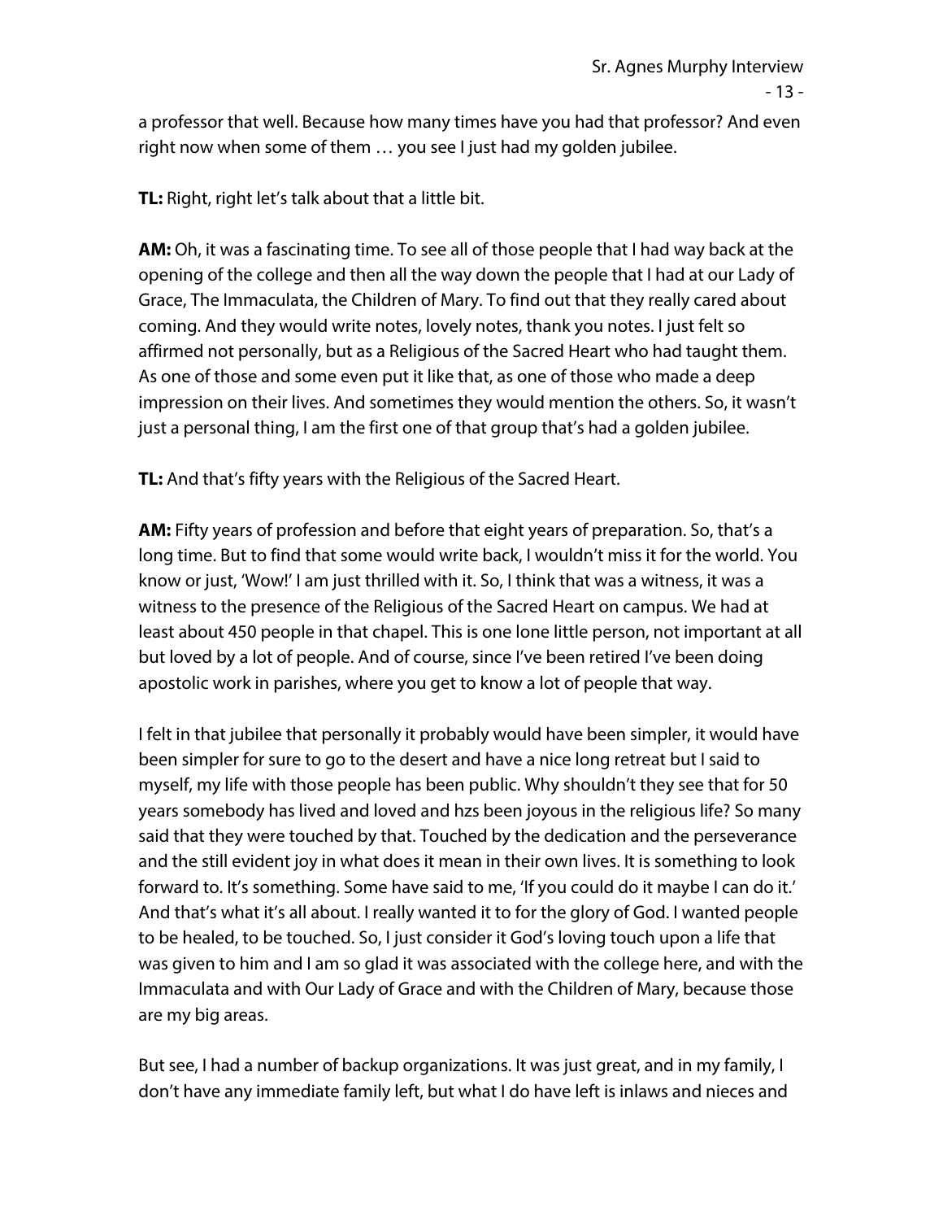a professor that well. Because how many times have you had that professor? And even right now when some of them … you see I just had my golden jubilee.

**TL:** Right, right let's talk about that a little bit.

**AM:** Oh, it was a fascinating time. To see all of those people that I had way back at the opening of the college and then all the way down the people that I had at our Lady of Grace, The Immaculata, the Children of Mary. To find out that they really cared about coming. And they would write notes, lovely notes, thank you notes. I just felt so affirmed not personally, but as a Religious of the Sacred Heart who had taught them. As one of those and some even put it like that, as one of those who made a deep impression on their lives. And sometimes they would mention the others. So, it wasn't just a personal thing, I am the first one of that group that's had a golden jubilee.

**TL:** And that's fifty years with the Religious of the Sacred Heart.

**AM:** Fifty years of profession and before that eight years of preparation. So, that's a long time. But to find that some would write back, I wouldn't miss it for the world. You know or just, 'Wow!' I am just thrilled with it. So, I think that was a witness, it was a witness to the presence of the Religious of the Sacred Heart on campus. We had at least about 450 people in that chapel. This is one lone little person, not important at all but loved by a lot of people. And of course, since I've been retired I've been doing apostolic work in parishes, where you get to know a lot of people that way.

I felt in that jubilee that personally it probably would have been simpler, it would have been simpler for sure to go to the desert and have a nice long retreat but I said to myself, my life with those people has been public. Why shouldn't they see that for 50 years somebody has lived and loved and hzs been joyous in the religious life? So many said that they were touched by that. Touched by the dedication and the perseverance and the still evident joy in what does it mean in their own lives. It is something to look forward to. It's something. Some have said to me, 'If you could do it maybe I can do it.' And that's what it's all about. I really wanted it to for the glory of God. I wanted people to be healed, to be touched. So, I just consider it God's loving touch upon a life that was given to him and I am so glad it was associated with the college here, and with the Immaculata and with Our Lady of Grace and with the Children of Mary, because those are my big areas.

But see, I had a number of backup organizations. It was just great, and in my family, I don't have any immediate family left, but what I do have left is inlaws and nieces and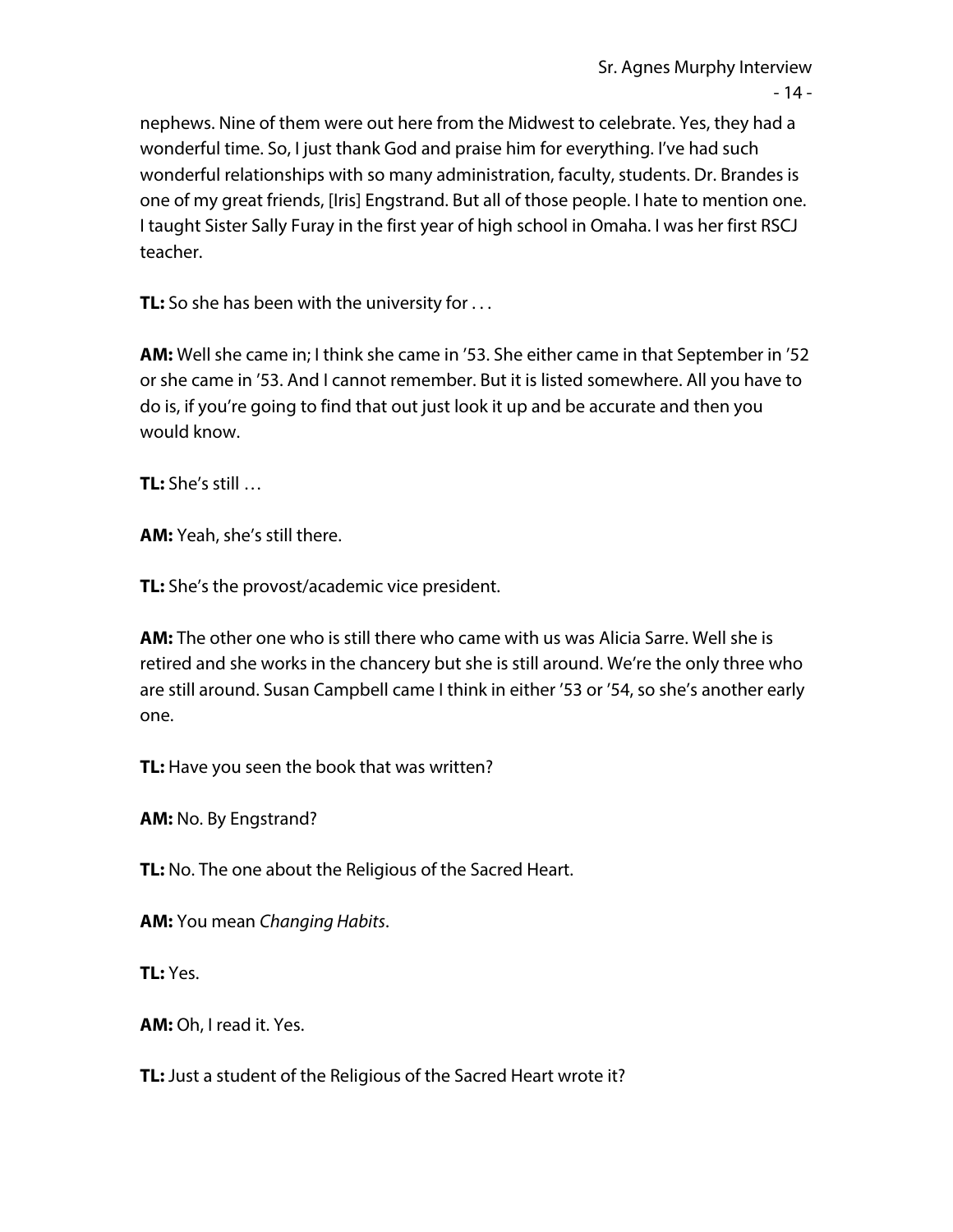nephews. Nine of them were out here from the Midwest to celebrate. Yes, they had a wonderful time. So, I just thank God and praise him for everything. I've had such wonderful relationships with so many administration, faculty, students. Dr. Brandes is one of my great friends, [Iris] Engstrand. But all of those people. I hate to mention one. I taught Sister Sally Furay in the first year of high school in Omaha. I was her first RSCJ teacher.

**TL:** So she has been with the university for . . .

**AM:** Well she came in; I think she came in '53. She either came in that September in '52 or she came in '53. And I cannot remember. But it is listed somewhere. All you have to do is, if you're going to find that out just look it up and be accurate and then you would know.

**TL:** She's still …

**AM:** Yeah, she's still there.

**TL:** She's the provost/academic vice president.

**AM:** The other one who is still there who came with us was Alicia Sarre. Well she is retired and she works in the chancery but she is still around. We're the only three who are still around. Susan Campbell came I think in either '53 or '54, so she's another early one.

**TL:** Have you seen the book that was written?

**AM:** No. By Engstrand?

**TL:** No. The one about the Religious of the Sacred Heart.

**AM:** You mean *Changing Habits*.

**TL:** Yes.

**AM:** Oh, I read it. Yes.

**TL:** Just a student of the Religious of the Sacred Heart wrote it?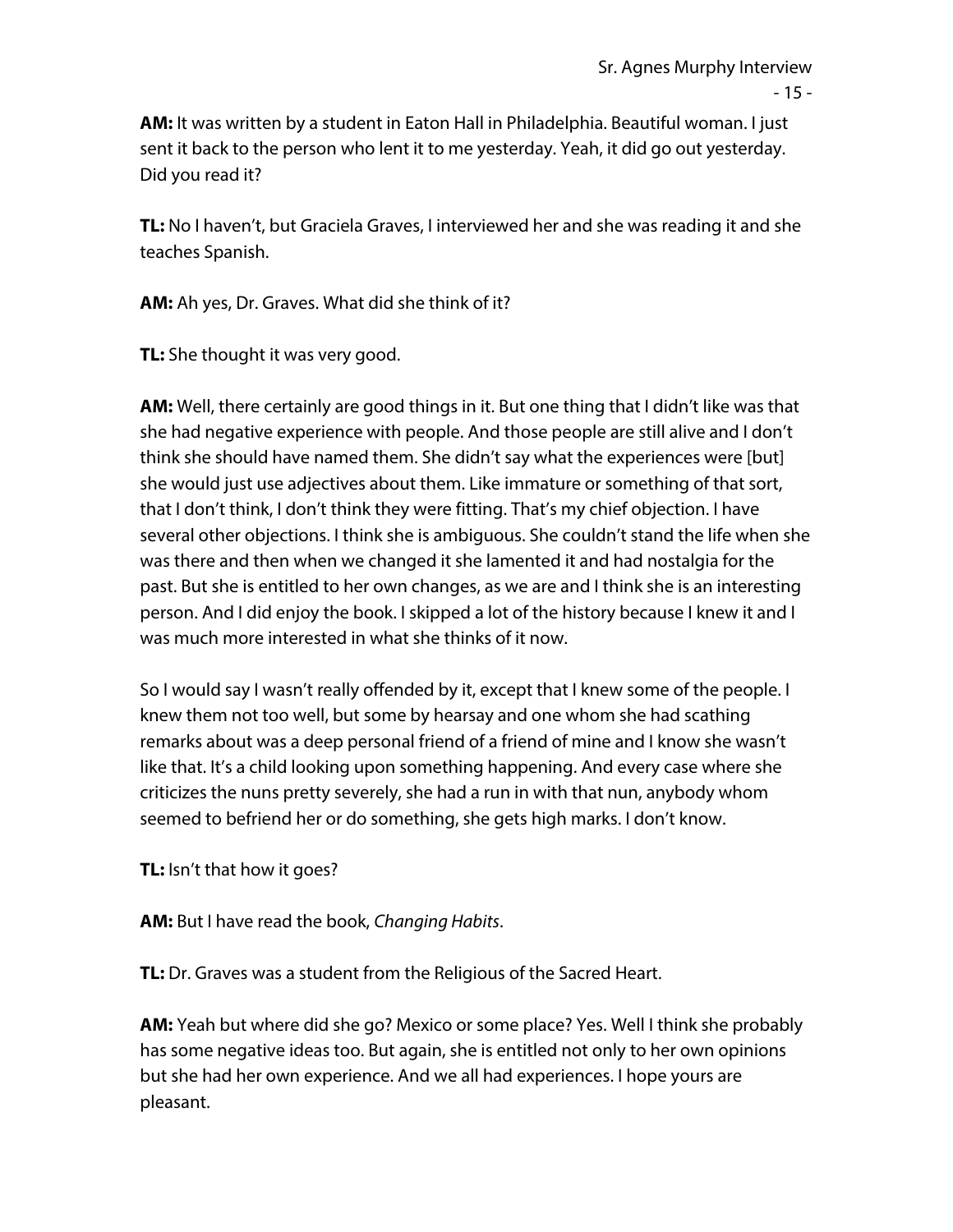**AM:** It was written by a student in Eaton Hall in Philadelphia. Beautiful woman. I just sent it back to the person who lent it to me yesterday. Yeah, it did go out yesterday. Did you read it?

**TL:** No I haven't, but Graciela Graves, I interviewed her and she was reading it and she teaches Spanish.

**AM:** Ah yes, Dr. Graves. What did she think of it?

**TL:** She thought it was very good.

**AM:** Well, there certainly are good things in it. But one thing that I didn't like was that she had negative experience with people. And those people are still alive and I don't think she should have named them. She didn't say what the experiences were [but] she would just use adjectives about them. Like immature or something of that sort, that I don't think, I don't think they were fitting. That's my chief objection. I have several other objections. I think she is ambiguous. She couldn't stand the life when she was there and then when we changed it she lamented it and had nostalgia for the past. But she is entitled to her own changes, as we are and I think she is an interesting person. And I did enjoy the book. I skipped a lot of the history because I knew it and I was much more interested in what she thinks of it now.

So I would say I wasn't really offended by it, except that I knew some of the people. I knew them not too well, but some by hearsay and one whom she had scathing remarks about was a deep personal friend of a friend of mine and I know she wasn't like that. It's a child looking upon something happening. And every case where she criticizes the nuns pretty severely, she had a run in with that nun, anybody whom seemed to befriend her or do something, she gets high marks. I don't know.

**TL:** Isn't that how it goes?

**AM:** But I have read the book, *Changing Habits*.

**TL:** Dr. Graves was a student from the Religious of the Sacred Heart.

**AM:** Yeah but where did she go? Mexico or some place? Yes. Well I think she probably has some negative ideas too. But again, she is entitled not only to her own opinions but she had her own experience. And we all had experiences. I hope yours are pleasant.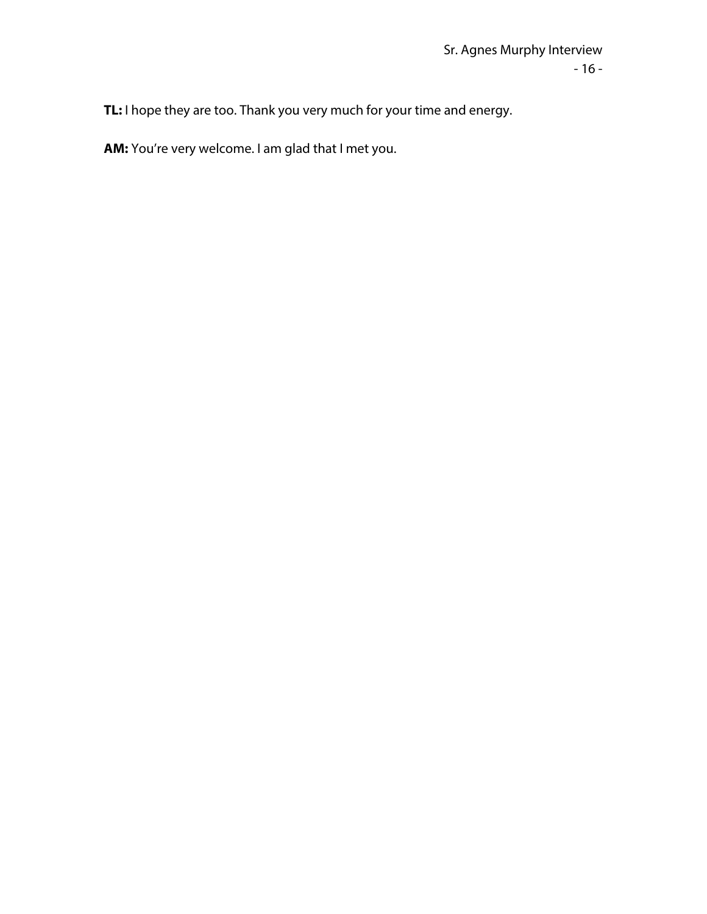**TL:** I hope they are too. Thank you very much for your time and energy.

**AM:** You're very welcome. I am glad that I met you.